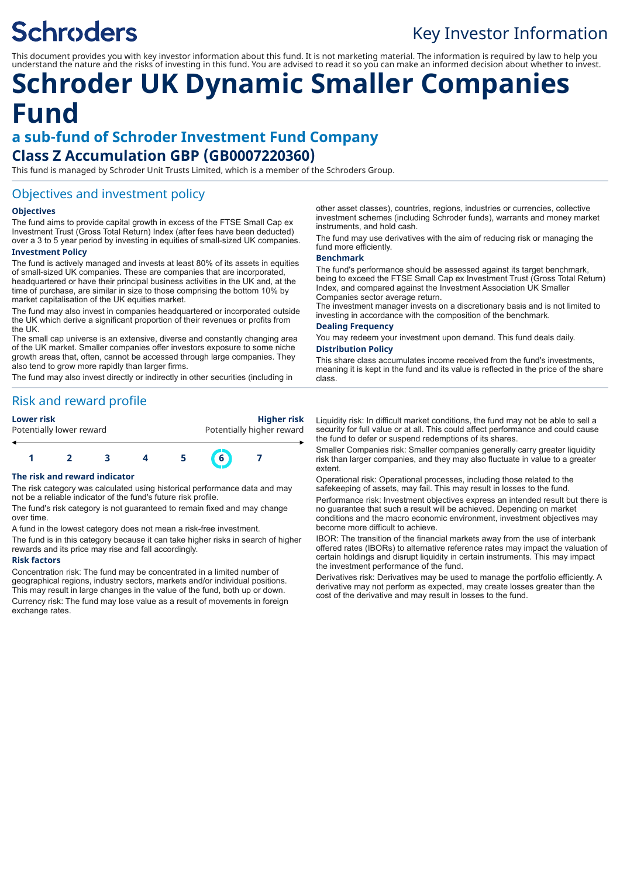Schroders

# Key Investor Information

This document provides you with key investor information about this fund. It is not marketing material. The information is required by law to help you understand the nature and the risks of investing in this fund. You are advised to read it so you can make an informed decision about whether to invest.

# Schroder UK Dynamic Smaller Companies Fund

## a sub-fund of Schroder Investment Fund Company

### Class Z Accumulation GBP (GB0007220360)

This fund is managed by Schroder Unit Trusts Limited, which is a member of the Schroders Group.

## Objectives and investment policy

**Objectives**

The fund aims to provide capital growth in excess of the FTSE Small Cap ex Investment Trust (Gross Total Return) Index (after fees have been deducted) over a 3 to 5 year period by investing in equities of small-sized UK companies.

**Investment Policy**

The fund is actively managed and invests at least 80% of its assets in equities of small-sized UK companies. These are companies that are incorporated, headquartered or have their principal business activities in the UK and, at the time of purchase, are similar in size to those comprising the bottom 10% by market capitalisation of the UK equities market.

The fund may also invest in companies headquartered or incorporated outside the UK which derive a significant proportion of their revenues or profits from the UK.

The small cap universe is an extensive, diverse and constantly changing area of the UK market. Smaller companies offer investors exposure to some niche growth areas that, often, cannot be accessed through large companies. They also tend to grow more rapidly than larger firms.

The fund may also invest directly or indirectly in other securities (including in other asset classes), countries, regions, industries or currencies, collective investment schemes (including Schroder funds), warrants and money market instruments, and hold cash.

The fund may use derivatives with the aim of reducing risk or managing the fund more efficiently.

**Benchmark**

The fund's performance should be assessed against its target benchmark, being to exceed the FTSE Small Cap ex Investment Trust (Gross Total Return) Index, and compared against the Investment Association UK Smaller Companies sector average return.

The investment manager invests on a discretionary basis and is not limited to investing in accordance with the composition of the benchmark.

**Dealing Frequency**

You may redeem your investment upon demand. This fund deals daily.

**Distribution Policy**

This share class accumulates income received from the fund's investments, meaning it is kept in the fund and its value is reflected in the price of the share class.

## Risk and reward profile

| **Lower risk** Potentially lower reward | | | | | | **Higher risk** Potentially higher reward |
|---|---|---|---|---|---|---|
| 1 | 2 | 3 | 4 | 5 | **6** | 7 |

**The risk and reward indicator**

The risk category was calculated using historical performance data and may not be a reliable indicator of the fund's future risk profile.

The fund's risk category is not guaranteed to remain fixed and may change over time.

A fund in the lowest category does not mean a risk-free investment.

The fund is in this category because it can take higher risks in search of higher rewards and its price may rise and fall accordingly.

**Risk factors**

Concentration risk: The fund may be concentrated in a limited number of geographical regions, industry sectors, markets and/or individual positions. This may result in large changes in the value of the fund, both up or down.

Currency risk: The fund may lose value as a result of movements in foreign exchange rates.

Liquidity risk: In difficult market conditions, the fund may not be able to sell a security for full value or at all. This could affect performance and could cause the fund to defer or suspend redemptions of its shares.

Smaller Companies risk: Smaller companies generally carry greater liquidity risk than larger companies, and they may also fluctuate in value to a greater extent.

Operational risk: Operational processes, including those related to the safekeeping of assets, may fail. This may result in losses to the fund.

Performance risk: Investment objectives express an intended result but there is no guarantee that such a result will be achieved. Depending on market conditions and the macro economic environment, investment objectives may become more difficult to achieve.

IBOR: The transition of the financial markets away from the use of interbank offered rates (IBORs) to alternative reference rates may impact the valuation of certain holdings and disrupt liquidity in certain instruments. This may impact the investment performance of the fund.

Derivatives risk: Derivatives may be used to manage the portfolio efficiently. A derivative may not perform as expected, may create losses greater than the cost of the derivative and may result in losses to the fund.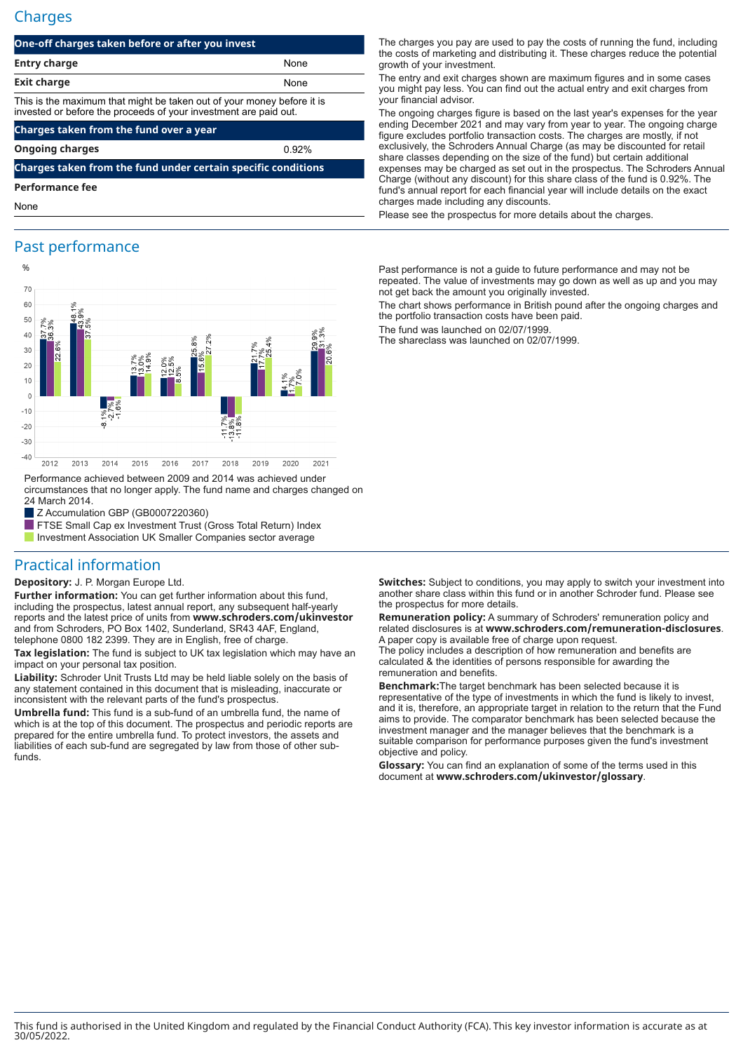## Charges

| One-off charges taken before or after you invest | |
|---|---|
| **Entry charge** | None |
| **Exit charge** | None |
| This is the maximum that might be taken out of your money before it is invested or before the proceeds of your investment are paid out. | |
| **Charges taken from the fund over a year** | |
| **Ongoing charges** | 0.92% |
| **Charges taken from the fund under certain specific conditions** | |
| **Performance fee** | |
| None | |

The charges you pay are used to pay the costs of running the fund, including the costs of marketing and distributing it. These charges reduce the potential growth of your investment.

The entry and exit charges shown are maximum figures and in some cases you might pay less. You can find out the actual entry and exit charges from your financial advisor.

The ongoing charges figure is based on the last year's expenses for the year ending December 2021 and may vary from year to year. The ongoing charge figure excludes portfolio transaction costs. The charges are mostly, if not exclusively, the Schroders Annual Charge (as may be discounted for retail share classes depending on the size of the fund) but certain additional expenses may be charged as set out in the prospectus. The Schroders Annual Charge (without any discount) for this share class of the fund is 0.92%. The fund's annual report for each financial year will include details on the exact charges made including any discounts.

Please see the prospectus for more details about the charges.

## Past performance

%

70
60
50
40
30
20
10
0
-10
-20
-30
-40

2012: 37.7% 36.3% 22.6%
2013: 48.1% 43.9% 37.5%
2014: -8.1% -2.7% -1.6%
2015: 13.7% 13.0% 14.9%
2016: 12.0% 12.5% 8.5%
2017: 25.8% 15.6% 27.2%
2018: -11.7% -13.8% -11.8%
2019: 21.7% 17.7% 25.4%
2020: 4.1% 1.7% 7.0%
2021: 29.9% 31.3% 20.6%

Performance achieved between 2009 and 2014 was achieved under circumstances that no longer apply. The fund name and charges changed on 24 March 2014.

Z Accumulation GBP (GB0007220360)
FTSE Small Cap ex Investment Trust (Gross Total Return) Index
Investment Association UK Smaller Companies sector average

Past performance is not a guide to future performance and may not be repeated. The value of investments may go down as well as up and you may not get back the amount you originally invested.

The chart shows performance in British pound after the ongoing charges and the portfolio transaction costs have been paid.

The fund was launched on 02/07/1999.
The shareclass was launched on 02/07/1999.

## Practical information

**Depositary:** J. P. Morgan Europe Ltd.

**Further information:** You can get further information about this fund, including the prospectus, latest annual report, any subsequent half-yearly reports and the latest price of units from **www.schroders.com/ukinvestor** and from Schroders, PO Box 1402, Sunderland, SR43 4AF, England, telephone 0800 182 2399. They are in English, free of charge.

**Tax legislation:** The fund is subject to UK tax legislation which may have an impact on your personal tax position.

**Liability:** Schroder Unit Trusts Ltd may be held liable solely on the basis of any statement contained in this document that is misleading, inaccurate or inconsistent with the relevant parts of the fund's prospectus.

**Umbrella fund:** This fund is a sub-fund of an umbrella fund, the name of which is at the top of this document. The prospectus and periodic reports are prepared for the entire umbrella fund. To protect investors, the assets and liabilities of each sub-fund are segregated by law from those of other sub-funds.

**Switches:** Subject to conditions, you may apply to switch your investment into another share class within this fund or in another Schroder fund. Please see the prospectus for more details.

**Remuneration policy:** A summary of Schroders' remuneration policy and related disclosures is at **www.schroders.com/remuneration-disclosures**. A paper copy is available free of charge upon request.
The policy includes a description of how remuneration and benefits are calculated & the identities of persons responsible for awarding the remuneration and benefits.

**Benchmark:** The target benchmark has been selected because it is representative of the type of investments in which the fund is likely to invest, and it is, therefore, an appropriate target in relation to the return that the Fund aims to provide. The comparator benchmark has been selected because the investment manager and the manager believes that the benchmark is a suitable comparison for performance purposes given the fund's investment objective and policy.

**Glossary:** You can find an explanation of some of the terms used in this document at **www.schroders.com/ukinvestor/glossary**.

This fund is authorised in the United Kingdom and regulated by the Financial Conduct Authority (FCA). This key investor information is accurate as at 30/05/2022.